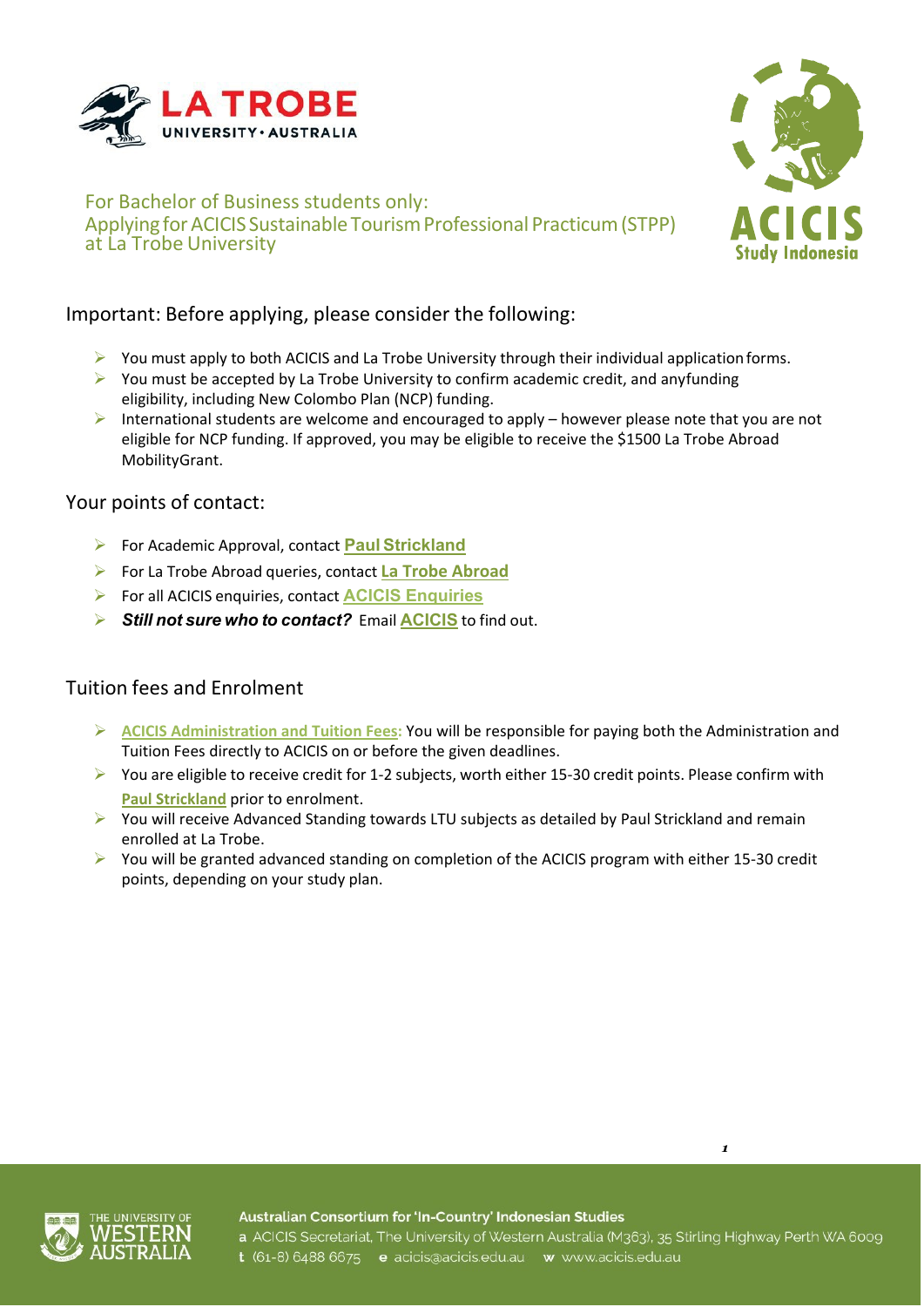For Bachelor of Business students only:
Applying for ACICIS Sustainable Tourism Professional Practicum (STPP) at La Trobe University

## Important: Before applying, please consider the following:

- You must apply to both ACICIS and La Trobe University through their individual application forms.
- You must be accepted by La Trobe University to confirm academic credit, and anyfunding eligibility, including New Colombo Plan (NCP) funding.
- International students are welcome and encouraged to apply – however please note that you are not eligible for NCP funding. If approved, you may be eligible to receive the $1500 La Trobe Abroad MobilityGrant.

## Your points of contact:

- For Academic Approval, contact **Paul Strickland**
- For La Trobe Abroad queries, contact **La Trobe Abroad**
- For all ACICIS enquiries, contact **ACICIS Enquiries**
- ***Still not sure who to contact?*** Email **ACICIS** to find out.

## Tuition fees and Enrolment

- **ACICIS Administration and Tuition Fees:** You will be responsible for paying both the Administration and Tuition Fees directly to ACICIS on or before the given deadlines.
- You are eligible to receive credit for 1-2 subjects, worth either 15-30 credit points. Please confirm with **Paul Strickland** prior to enrolment.
- You will receive Advanced Standing towards LTU subjects as detailed by Paul Strickland and remain enrolled at La Trobe.
- You will be granted advanced standing on completion of the ACICIS program with either 15-30 credit points, depending on your study plan.

Australian Consortium for 'In-Country' Indonesian Studies
a ACICIS Secretariat, The University of Western Australia (M363), 35 Stirling Highway Perth WA 6009
t (61-8) 6488 6675 e acicis@acicis.edu.au w www.acicis.edu.au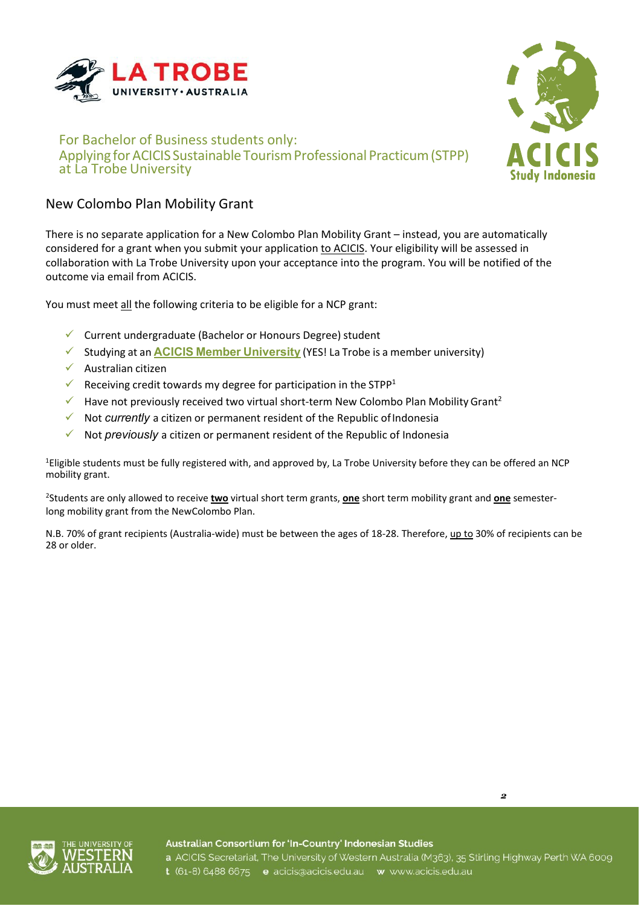For Bachelor of Business students only:
Applying for ACICIS Sustainable Tourism Professional Practicum (STPP) at La Trobe University

## New Colombo Plan Mobility Grant

There is no separate application for a New Colombo Plan Mobility Grant – instead, you are automatically considered for a grant when you submit your application to ACICIS. Your eligibility will be assessed in collaboration with La Trobe University upon your acceptance into the program. You will be notified of the outcome via email from ACICIS.

You must meet all the following criteria to be eligible for a NCP grant:

- ✓ Current undergraduate (Bachelor or Honours Degree) student
- ✓ Studying at an **ACICIS Member University** (YES! La Trobe is a member university)
- ✓ Australian citizen
- ✓ Receiving credit towards my degree for participation in the STPP[1]
- ✓ Have not previously received two virtual short-term New Colombo Plan Mobility Grant[2]
- ✓ Not *currently* a citizen or permanent resident of the Republic of Indonesia
- ✓ Not *previously* a citizen or permanent resident of the Republic of Indonesia

[1]Eligible students must be fully registered with, and approved by, La Trobe University before they can be offered an NCP mobility grant.

[2]Students are only allowed to receive **two** virtual short term grants, **one** short term mobility grant and **one** semester-long mobility grant from the NewColombo Plan.

N.B. 70% of grant recipients (Australia-wide) must be between the ages of 18-28. Therefore, up to 30% of recipients can be 28 or older.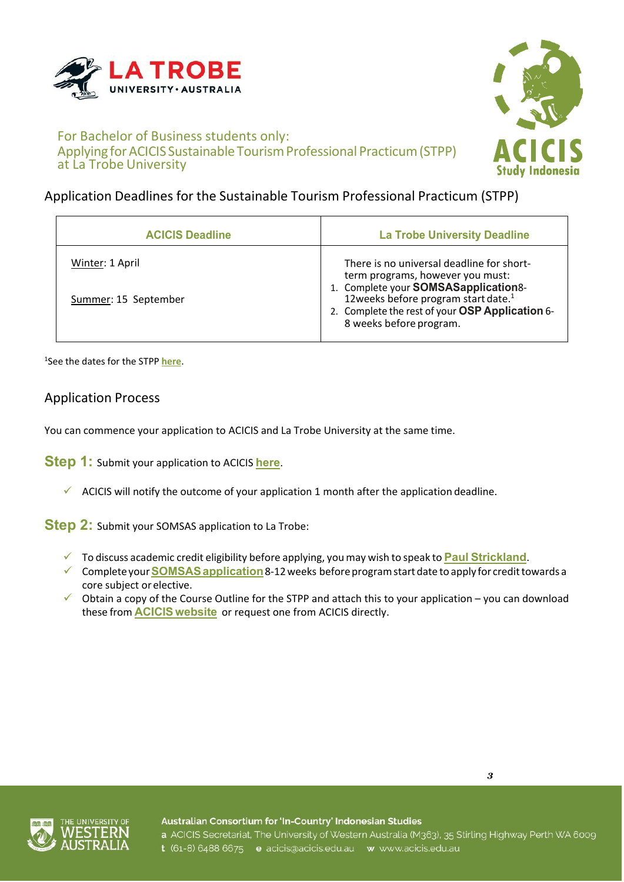For Bachelor of Business students only:
Applying for ACICIS Sustainable Tourism Professional Practicum (STPP) at La Trobe University

## Application Deadlines for the Sustainable Tourism Professional Practicum (STPP)

| ACICIS Deadline | La Trobe University Deadline |
| --- | --- |
| Winter: 1 April<br><br>Summer: 15 September | There is no universal deadline for short-term programs, however you must:<br>1. Complete your **SOMSASapplication**8-12weeks before program start date.[1]<br>2. Complete the rest of your **OSP Application** 6-8 weeks before program. |

[1]See the dates for the STPP **here**.

## Application Process

You can commence your application to ACICIS and La Trobe University at the same time.

**Step 1:** Submit your application to ACICIS **here**.

- ✓ ACICIS will notify the outcome of your application 1 month after the application deadline.

**Step 2:** Submit your SOMSAS application to La Trobe:

- ✓ To discuss academic credit eligibility before applying, you may wish to speak to **Paul Strickland**.
- ✓ Complete your **SOMSAS application** 8-12 weeks before program start date to apply for credit towards a core subject or elective.
- ✓ Obtain a copy of the Course Outline for the STPP and attach this to your application – you can download these from **ACICIS website** or request one from ACICIS directly.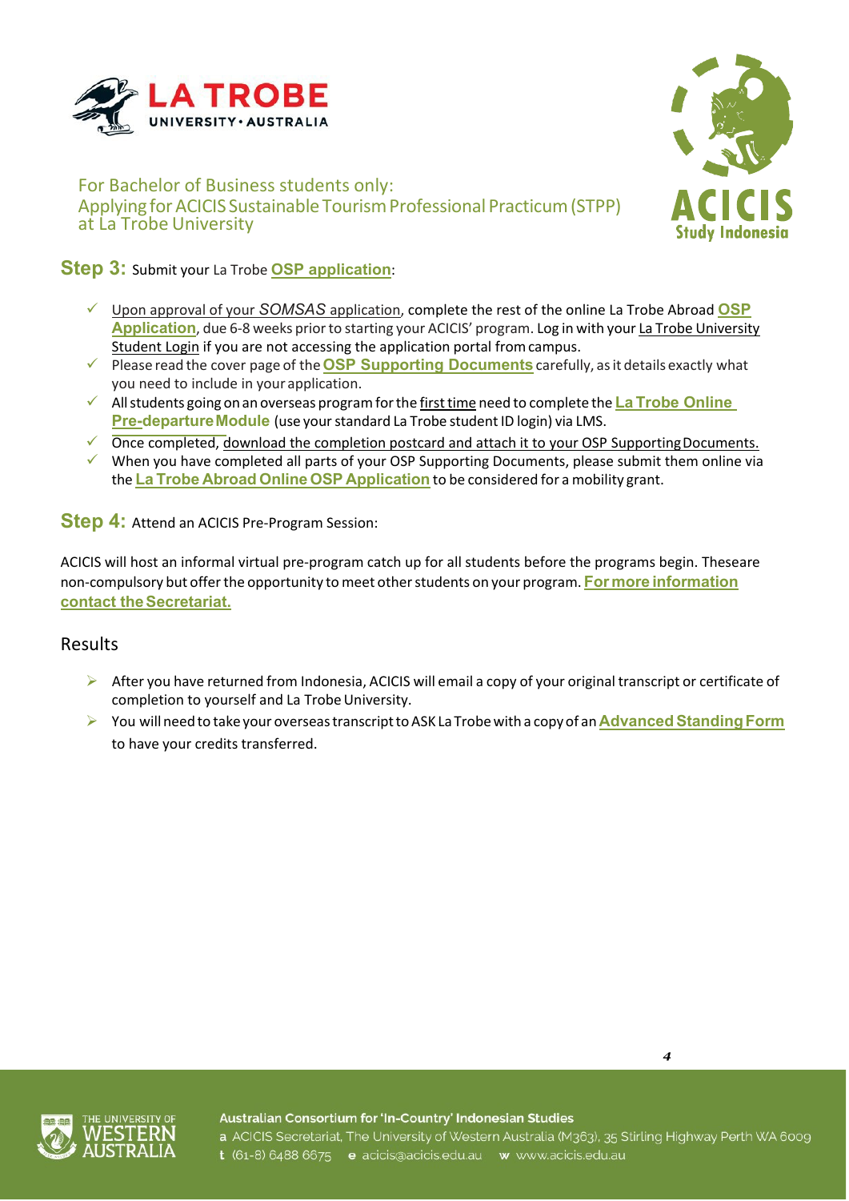For Bachelor of Business students only:
Applying for ACICIS Sustainable Tourism Professional Practicum (STPP) at La Trobe University

**Step 3:** Submit your La Trobe **OSP application**:

- ✓ Upon approval of your *SOMSAS* application, complete the rest of the online La Trobe Abroad **OSP Application**, due 6-8 weeks prior to starting your ACICIS' program. Log in with your La Trobe University Student Login if you are not accessing the application portal from campus.
- ✓ Please read the cover page of the **OSP Supporting Documents** carefully, as it details exactly what you need to include in your application.
- ✓ All students going on an overseas program for the first time need to complete the **La Trobe Online Pre-departure Module** (use your standard La Trobe student ID login) via LMS.
- ✓ Once completed, download the completion postcard and attach it to your OSP Supporting Documents.
- ✓ When you have completed all parts of your OSP Supporting Documents, please submit them online via the **La Trobe Abroad Online OSP Application** to be considered for a mobility grant.

**Step 4:** Attend an ACICIS Pre-Program Session:

ACICIS will host an informal virtual pre-program catch up for all students before the programs begin. Theseare non-compulsory but offer the opportunity to meet other students on your program. **For more information contact the Secretariat.**

## Results

- ➢ After you have returned from Indonesia, ACICIS will email a copy of your original transcript or certificate of completion to yourself and La Trobe University.
- ➢ You will need to take your overseas transcript to ASK La Trobe with a copy of an **Advanced Standing Form** to have your credits transferred.

Australian Consortium for 'In-Country' Indonesian Studies
a ACICIS Secretariat, The University of Western Australia (M363), 35 Stirling Highway Perth WA 6009
t (61-8) 6488 6675 e acicis@acicis.edu.au w www.acicis.edu.au